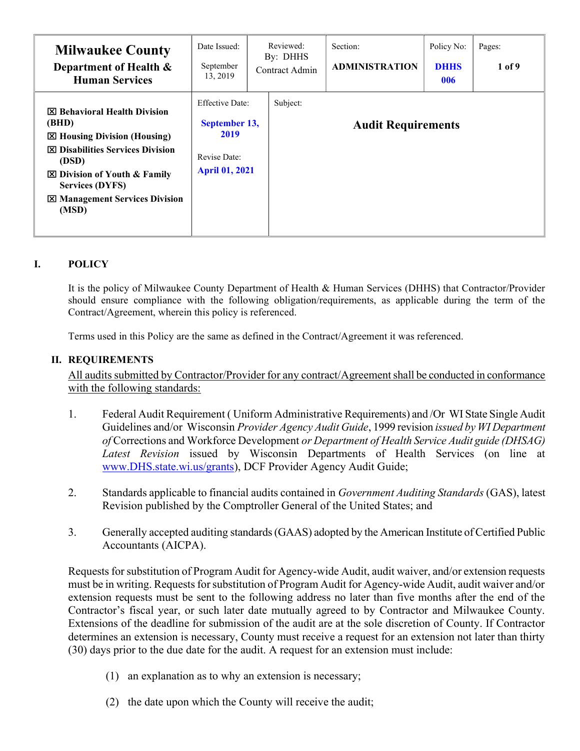| **Milwaukee County**<br>**Department of Health & Human Services** | Date Issued:<br>September 13, 2019 | Reviewed:<br>By: DHHS Contract Admin | Section:<br>**ADMINISTRATION** | Policy No:<br>**DHHS 006** | Pages:<br>**1 of 9** |
|---|---|---|---|---|---|
| ☒ **Behavioral Health Division (BHD)**<br>☒ **Housing Division (Housing)**<br>☒ **Disabilities Services Division (DSD)**<br>☒ **Division of Youth & Family Services (DYFS)**<br>☒ **Management Services Division (MSD)** | Effective Date:<br>**September 13, 2019**<br><br>Revise Date:<br>**April 01, 2021** | Subject:<br>**Audit Requirements** | | | |

## I. POLICY

It is the policy of Milwaukee County Department of Health & Human Services (DHHS) that Contractor/Provider should ensure compliance with the following obligation/requirements, as applicable during the term of the Contract/Agreement, wherein this policy is referenced.

Terms used in this Policy are the same as defined in the Contract/Agreement it was referenced.

## II. REQUIREMENTS

<u>All audits submitted by Contractor/Provider for any contract/Agreement shall be conducted in conformance with the following standards:</u>

1. Federal Audit Requirement ( Uniform Administrative Requirements) and /Or WI State Single Audit Guidelines and/or Wisconsin *Provider Agency Audit Guide*, 1999 revision *issued by WI Department of* Corrections and Workforce Development *or Department of Health Service Audit guide (DHSAG) Latest Revision* issued by Wisconsin Departments of Health Services (on line at www.DHS.state.wi.us/grants), DCF Provider Agency Audit Guide;

2. Standards applicable to financial audits contained in *Government Auditing Standards* (GAS), latest Revision published by the Comptroller General of the United States; and

3. Generally accepted auditing standards (GAAS) adopted by the American Institute of Certified Public Accountants (AICPA).

Requests for substitution of Program Audit for Agency-wide Audit, audit waiver, and/or extension requests must be in writing. Requests for substitution of Program Audit for Agency-wide Audit, audit waiver and/or extension requests must be sent to the following address no later than five months after the end of the Contractor's fiscal year, or such later date mutually agreed to by Contractor and Milwaukee County. Extensions of the deadline for submission of the audit are at the sole discretion of County. If Contractor determines an extension is necessary, County must receive a request for an extension not later than thirty (30) days prior to the due date for the audit. A request for an extension must include:

(1) an explanation as to why an extension is necessary;

(2) the date upon which the County will receive the audit;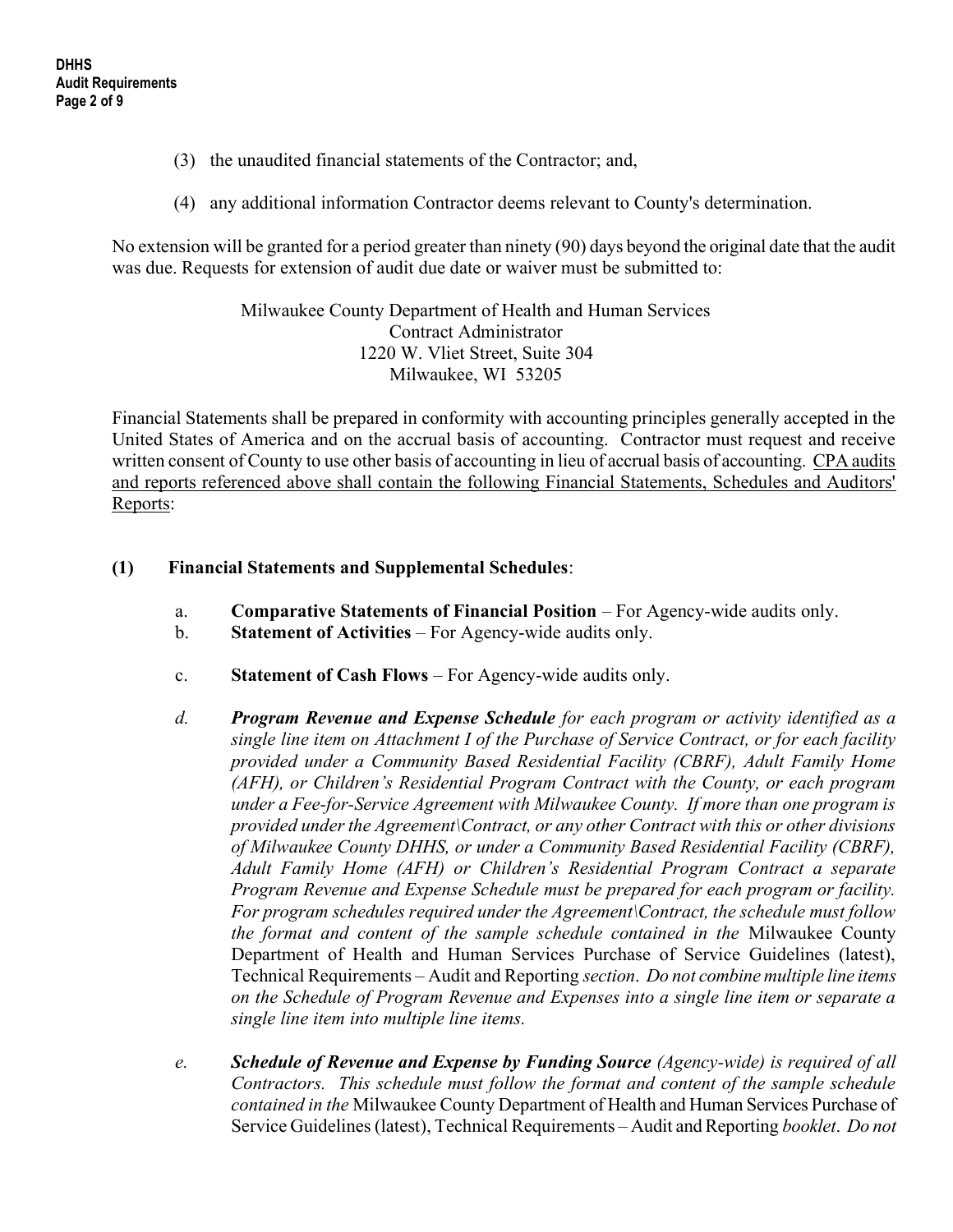(3) the unaudited financial statements of the Contractor; and,

(4) any additional information Contractor deems relevant to County's determination.

No extension will be granted for a period greater than ninety (90) days beyond the original date that the audit was due. Requests for extension of audit due date or waiver must be submitted to:

Milwaukee County Department of Health and Human Services
Contract Administrator
1220 W. Vliet Street, Suite 304
Milwaukee, WI 53205

Financial Statements shall be prepared in conformity with accounting principles generally accepted in the United States of America and on the accrual basis of accounting. Contractor must request and receive written consent of County to use other basis of accounting in lieu of accrual basis of accounting. <u>CPA audits and reports referenced above shall contain the following Financial Statements, Schedules and Auditors' Reports</u>:

**(1) Financial Statements and Supplemental Schedules**:

a. **Comparative Statements of Financial Position** – For Agency-wide audits only.

b. **Statement of Activities** – For Agency-wide audits only.

c. **Statement of Cash Flows** – For Agency-wide audits only.

*d.* ***Program Revenue and Expense Schedule*** *for each program or activity identified as a single line item on Attachment I of the Purchase of Service Contract, or for each facility provided under a Community Based Residential Facility (CBRF), Adult Family Home (AFH), or Children's Residential Program Contract with the County, or each program under a Fee-for-Service Agreement with Milwaukee County. If more than one program is provided under the Agreement\Contract, or any other Contract with this or other divisions of Milwaukee County DHHS, or under a Community Based Residential Facility (CBRF), Adult Family Home (AFH) or Children's Residential Program Contract a separate Program Revenue and Expense Schedule must be prepared for each program or facility. For program schedules required under the Agreement\Contract, the schedule must follow the format and content of the sample schedule contained in the* Milwaukee County Department of Health and Human Services Purchase of Service Guidelines (latest), Technical Requirements – Audit and Reporting *section. Do not combine multiple line items on the Schedule of Program Revenue and Expenses into a single line item or separate a single line item into multiple line items.*

*e.* ***Schedule of Revenue and Expense by Funding Source*** *(Agency-wide) is required of all Contractors. This schedule must follow the format and content of the sample schedule contained in the* Milwaukee County Department of Health and Human Services Purchase of Service Guidelines (latest), Technical Requirements – Audit and Reporting *booklet. Do not*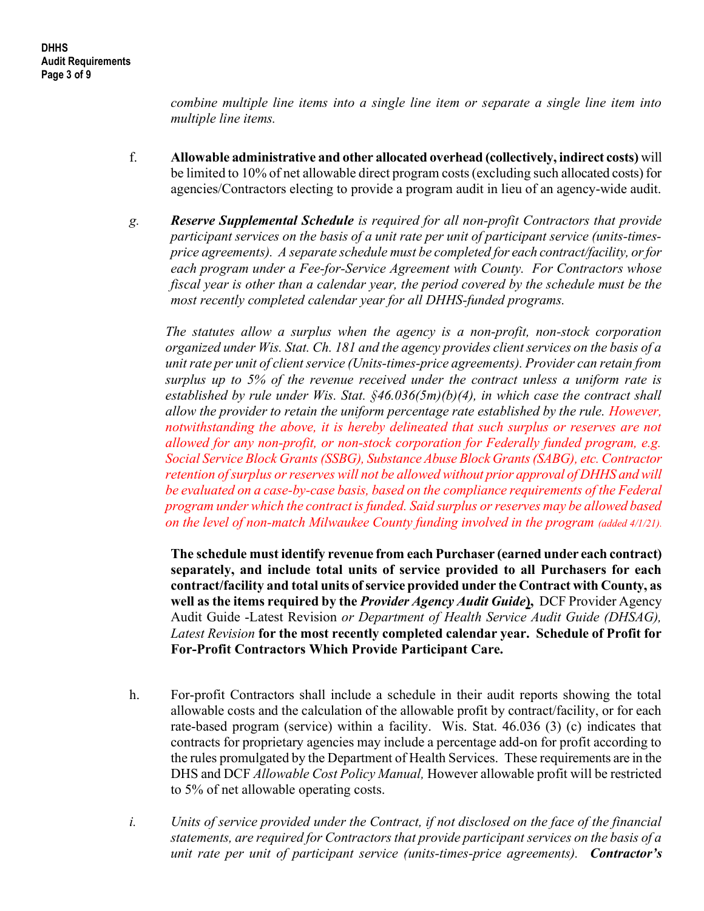*combine multiple line items into a single line item or separate a single line item into multiple line items.*

f. **Allowable administrative and other allocated overhead (collectively, indirect costs)** will be limited to 10% of net allowable direct program costs (excluding such allocated costs) for agencies/Contractors electing to provide a program audit in lieu of an agency-wide audit.

*g. **Reserve Supplemental Schedule** is required for all non-profit Contractors that provide participant services on the basis of a unit rate per unit of participant service (units-times-price agreements). A separate schedule must be completed for each contract/facility, or for each program under a Fee-for-Service Agreement with County. For Contractors whose fiscal year is other than a calendar year, the period covered by the schedule must be the most recently completed calendar year for all DHHS-funded programs.*

*The statutes allow a surplus when the agency is a non-profit, non-stock corporation organized under Wis. Stat. Ch. 181 and the agency provides client services on the basis of a unit rate per unit of client service (Units-times-price agreements). Provider can retain from surplus up to 5% of the revenue received under the contract unless a uniform rate is established by rule under Wis. Stat. §46.036(5m)(b)(4), in which case the contract shall allow the provider to retain the uniform percentage rate established by the rule. However, notwithstanding the above, it is hereby delineated that such surplus or reserves are not allowed for any non-profit, or non-stock corporation for Federally funded program, e.g. Social Service Block Grants (SSBG), Substance Abuse Block Grants (SABG), etc. Contractor retention of surplus or reserves will not be allowed without prior approval of DHHS and will be evaluated on a case-by-case basis, based on the compliance requirements of the Federal program under which the contract is funded. Said surplus or reserves may be allowed based on the level of non-match Milwaukee County funding involved in the program (added 4/1/21).*

**The schedule must identify revenue from each Purchaser (earned under each contract) separately, and include total units of service provided to all Purchasers for each contract/facility and total units of service provided under the Contract with County, as well as the items required by the *Provider Agency Audit Guide*),** DCF Provider Agency Audit Guide -Latest Revision *or Department of Health Service Audit Guide (DHSAG), Latest Revision* **for the most recently completed calendar year. Schedule of Profit for For-Profit Contractors Which Provide Participant Care.**

h. For-profit Contractors shall include a schedule in their audit reports showing the total allowable costs and the calculation of the allowable profit by contract/facility, or for each rate-based program (service) within a facility. Wis. Stat. 46.036 (3) (c) indicates that contracts for proprietary agencies may include a percentage add-on for profit according to the rules promulgated by the Department of Health Services. These requirements are in the DHS and DCF *Allowable Cost Policy Manual,* However allowable profit will be restricted to 5% of net allowable operating costs.

*i. Units of service provided under the Contract, if not disclosed on the face of the financial statements, are required for Contractors that provide participant services on the basis of a unit rate per unit of participant service (units-times-price agreements). **Contractor's***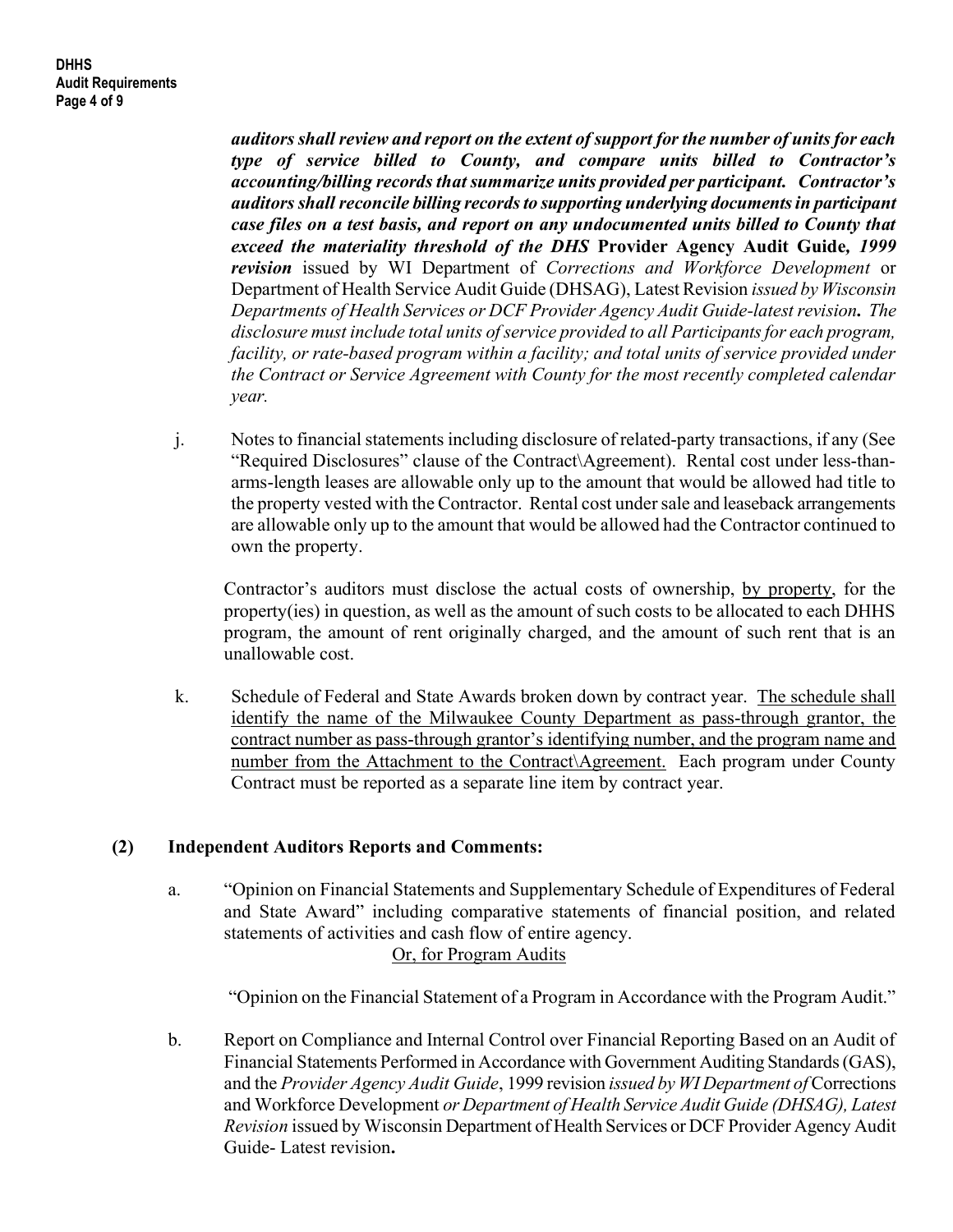***auditors shall review and report on the extent of support for the number of units for each type of service billed to County, and compare units billed to Contractor's accounting/billing records that summarize units provided per participant. Contractor's auditors shall reconcile billing records to supporting underlying documents in participant case files on a test basis, and report on any undocumented units billed to County that exceed the materiality threshold of the DHS*** **Provider Agency Audit Guide,** ***1999 revision*** issued by WI Department of *Corrections and Workforce Development* or Department of Health Service Audit Guide (DHSAG), Latest Revision *issued by Wisconsin Departments of Health Services or DCF Provider Agency Audit Guide-latest revision***.** *The disclosure must include total units of service provided to all Participants for each program, facility, or rate-based program within a facility; and total units of service provided under the Contract or Service Agreement with County for the most recently completed calendar year.*

j. Notes to financial statements including disclosure of related-party transactions, if any (See "Required Disclosures" clause of the Contract\Agreement). Rental cost under less-than-arms-length leases are allowable only up to the amount that would be allowed had title to the property vested with the Contractor. Rental cost under sale and leaseback arrangements are allowable only up to the amount that would be allowed had the Contractor continued to own the property.

   Contractor's auditors must disclose the actual costs of ownership, <u>by property</u>, for the property(ies) in question, as well as the amount of such costs to be allocated to each DHHS program, the amount of rent originally charged, and the amount of such rent that is an unallowable cost.

k. Schedule of Federal and State Awards broken down by contract year. <u>The schedule shall identify the name of the Milwaukee County Department as pass-through grantor, the contract number as pass-through grantor's identifying number, and the program name and number from the Attachment to the Contract\Agreement.</u> Each program under County Contract must be reported as a separate line item by contract year.

## (2) Independent Auditors Reports and Comments:

a. "Opinion on Financial Statements and Supplementary Schedule of Expenditures of Federal and State Award" including comparative statements of financial position, and related statements of activities and cash flow of entire agency.

   <u>Or, for Program Audits</u>

   "Opinion on the Financial Statement of a Program in Accordance with the Program Audit."

b. Report on Compliance and Internal Control over Financial Reporting Based on an Audit of Financial Statements Performed in Accordance with Government Auditing Standards (GAS), and the *Provider Agency Audit Guide*, 1999 revision *issued by WI Department of* Corrections and Workforce Development *or Department of Health Service Audit Guide (DHSAG), Latest Revision* issued by Wisconsin Department of Health Services or DCF Provider Agency Audit Guide- Latest revision**.**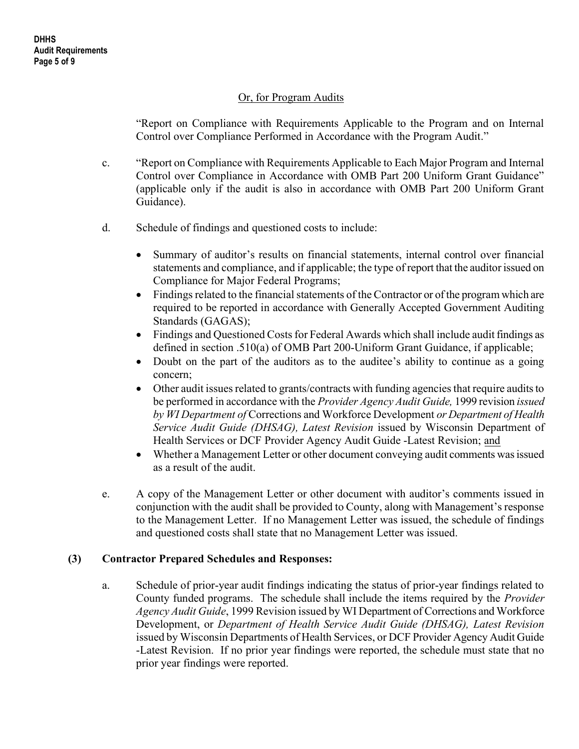Or, for Program Audits

"Report on Compliance with Requirements Applicable to the Program and on Internal Control over Compliance Performed in Accordance with the Program Audit."

c. "Report on Compliance with Requirements Applicable to Each Major Program and Internal Control over Compliance in Accordance with OMB Part 200 Uniform Grant Guidance" (applicable only if the audit is also in accordance with OMB Part 200 Uniform Grant Guidance).

d. Schedule of findings and questioned costs to include:

- Summary of auditor's results on financial statements, internal control over financial statements and compliance, and if applicable; the type of report that the auditor issued on Compliance for Major Federal Programs;
- Findings related to the financial statements of the Contractor or of the program which are required to be reported in accordance with Generally Accepted Government Auditing Standards (GAGAS);
- Findings and Questioned Costs for Federal Awards which shall include audit findings as defined in section .510(a) of OMB Part 200-Uniform Grant Guidance, if applicable;
- Doubt on the part of the auditors as to the auditee's ability to continue as a going concern;
- Other audit issues related to grants/contracts with funding agencies that require audits to be performed in accordance with the *Provider Agency Audit Guide,* 1999 revision *issued by WI Department of* Corrections and Workforce Development *or Department of Health Service Audit Guide (DHSAG), Latest Revision* issued by Wisconsin Department of Health Services or DCF Provider Agency Audit Guide -Latest Revision; <u>and</u>
- Whether a Management Letter or other document conveying audit comments was issued as a result of the audit.

e. A copy of the Management Letter or other document with auditor's comments issued in conjunction with the audit shall be provided to County, along with Management's response to the Management Letter. If no Management Letter was issued, the schedule of findings and questioned costs shall state that no Management Letter was issued.

**(3) Contractor Prepared Schedules and Responses:**

a. Schedule of prior-year audit findings indicating the status of prior-year findings related to County funded programs. The schedule shall include the items required by the *Provider Agency Audit Guide*, 1999 Revision issued by WI Department of Corrections and Workforce Development, or *Department of Health Service Audit Guide (DHSAG), Latest Revision* issued by Wisconsin Departments of Health Services, or DCF Provider Agency Audit Guide -Latest Revision. If no prior year findings were reported, the schedule must state that no prior year findings were reported.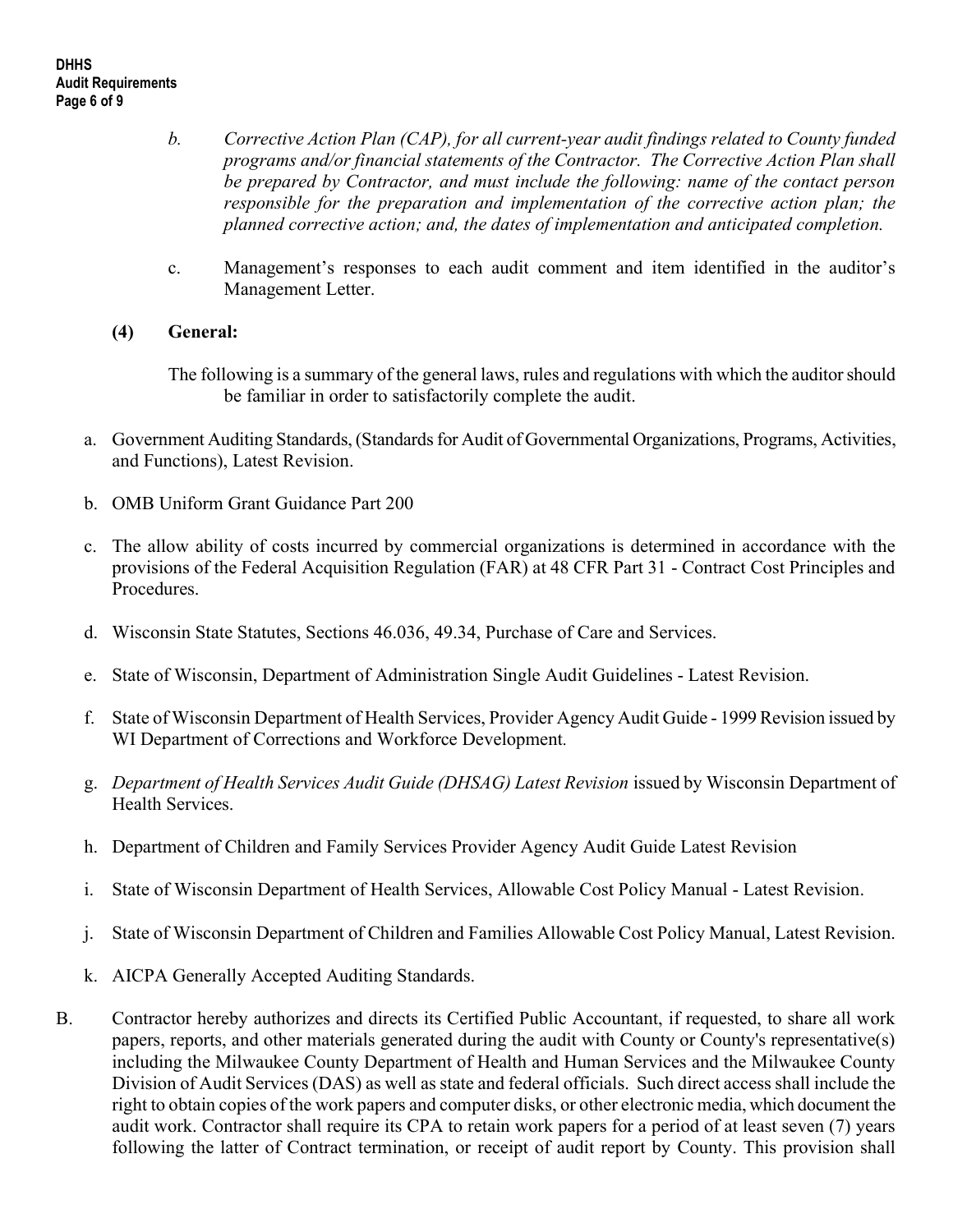b. *Corrective Action Plan (CAP), for all current-year audit findings related to County funded programs and/or financial statements of the Contractor. The Corrective Action Plan shall be prepared by Contractor, and must include the following: name of the contact person responsible for the preparation and implementation of the corrective action plan; the planned corrective action; and, the dates of implementation and anticipated completion.*

c. Management's responses to each audit comment and item identified in the auditor's Management Letter.

**(4) General:**

The following is a summary of the general laws, rules and regulations with which the auditor should be familiar in order to satisfactorily complete the audit.

a. Government Auditing Standards, (Standards for Audit of Governmental Organizations, Programs, Activities, and Functions), Latest Revision.

b. OMB Uniform Grant Guidance Part 200

c. The allow ability of costs incurred by commercial organizations is determined in accordance with the provisions of the Federal Acquisition Regulation (FAR) at 48 CFR Part 31 - Contract Cost Principles and Procedures.

d. Wisconsin State Statutes, Sections 46.036, 49.34, Purchase of Care and Services.

e. State of Wisconsin, Department of Administration Single Audit Guidelines - Latest Revision.

f. State of Wisconsin Department of Health Services, Provider Agency Audit Guide - 1999 Revision issued by WI Department of Corrections and Workforce Development.

g. *Department of Health Services Audit Guide (DHSAG) Latest Revision* issued by Wisconsin Department of Health Services.

h. Department of Children and Family Services Provider Agency Audit Guide Latest Revision

i. State of Wisconsin Department of Health Services, Allowable Cost Policy Manual - Latest Revision.

j. State of Wisconsin Department of Children and Families Allowable Cost Policy Manual, Latest Revision.

k. AICPA Generally Accepted Auditing Standards.

B. Contractor hereby authorizes and directs its Certified Public Accountant, if requested, to share all work papers, reports, and other materials generated during the audit with County or County's representative(s) including the Milwaukee County Department of Health and Human Services and the Milwaukee County Division of Audit Services (DAS) as well as state and federal officials. Such direct access shall include the right to obtain copies of the work papers and computer disks, or other electronic media, which document the audit work. Contractor shall require its CPA to retain work papers for a period of at least seven (7) years following the latter of Contract termination, or receipt of audit report by County. This provision shall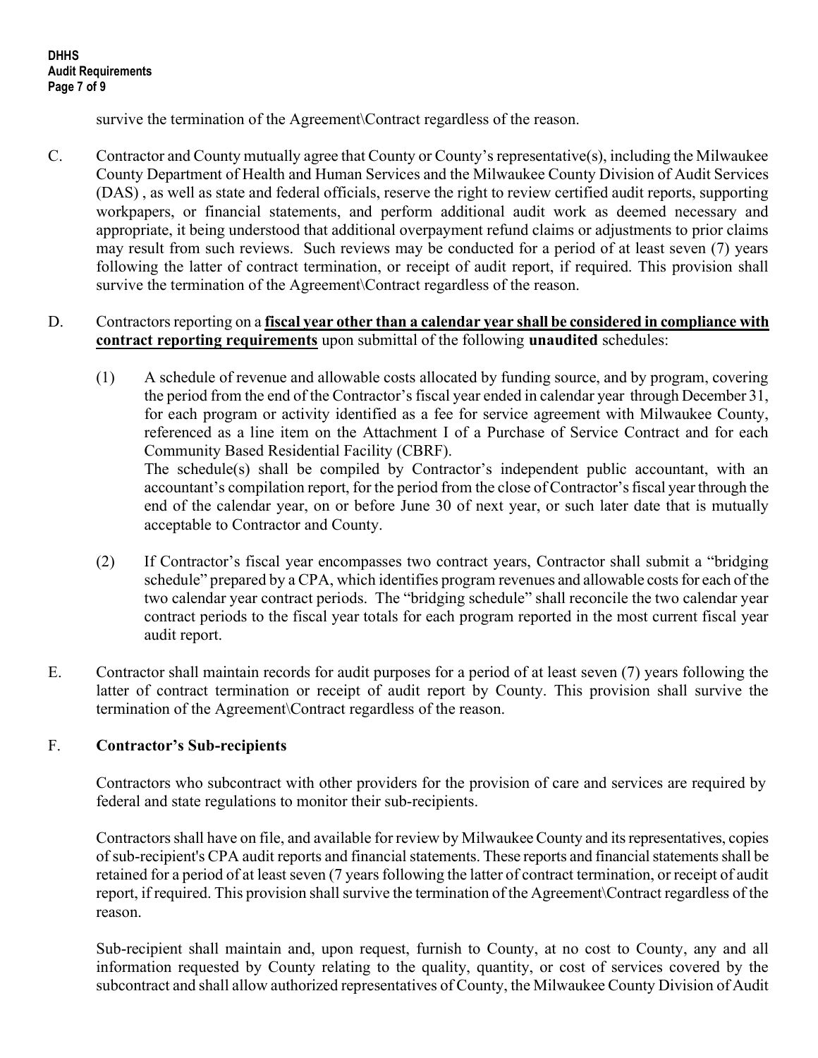survive the termination of the Agreement\Contract regardless of the reason.

C. Contractor and County mutually agree that County or County's representative(s), including the Milwaukee County Department of Health and Human Services and the Milwaukee County Division of Audit Services (DAS) , as well as state and federal officials, reserve the right to review certified audit reports, supporting workpapers, or financial statements, and perform additional audit work as deemed necessary and appropriate, it being understood that additional overpayment refund claims or adjustments to prior claims may result from such reviews. Such reviews may be conducted for a period of at least seven (7) years following the latter of contract termination, or receipt of audit report, if required. This provision shall survive the termination of the Agreement\Contract regardless of the reason.

D. Contractors reporting on a **fiscal year other than a calendar year shall be considered in compliance with contract reporting requirements** upon submittal of the following **unaudited** schedules:

   (1) A schedule of revenue and allowable costs allocated by funding source, and by program, covering the period from the end of the Contractor's fiscal year ended in calendar year through December 31, for each program or activity identified as a fee for service agreement with Milwaukee County, referenced as a line item on the Attachment I of a Purchase of Service Contract and for each Community Based Residential Facility (CBRF).
   The schedule(s) shall be compiled by Contractor's independent public accountant, with an accountant's compilation report, for the period from the close of Contractor's fiscal year through the end of the calendar year, on or before June 30 of next year, or such later date that is mutually acceptable to Contractor and County.

   (2) If Contractor's fiscal year encompasses two contract years, Contractor shall submit a "bridging schedule" prepared by a CPA, which identifies program revenues and allowable costs for each of the two calendar year contract periods. The "bridging schedule" shall reconcile the two calendar year contract periods to the fiscal year totals for each program reported in the most current fiscal year audit report.

E. Contractor shall maintain records for audit purposes for a period of at least seven (7) years following the latter of contract termination or receipt of audit report by County. This provision shall survive the termination of the Agreement\Contract regardless of the reason.

F. **Contractor's Sub-recipients**

Contractors who subcontract with other providers for the provision of care and services are required by federal and state regulations to monitor their sub-recipients.

Contractors shall have on file, and available for review by Milwaukee County and its representatives, copies of sub-recipient's CPA audit reports and financial statements. These reports and financial statements shall be retained for a period of at least seven (7 years following the latter of contract termination, or receipt of audit report, if required. This provision shall survive the termination of the Agreement\Contract regardless of the reason.

Sub-recipient shall maintain and, upon request, furnish to County, at no cost to County, any and all information requested by County relating to the quality, quantity, or cost of services covered by the subcontract and shall allow authorized representatives of County, the Milwaukee County Division of Audit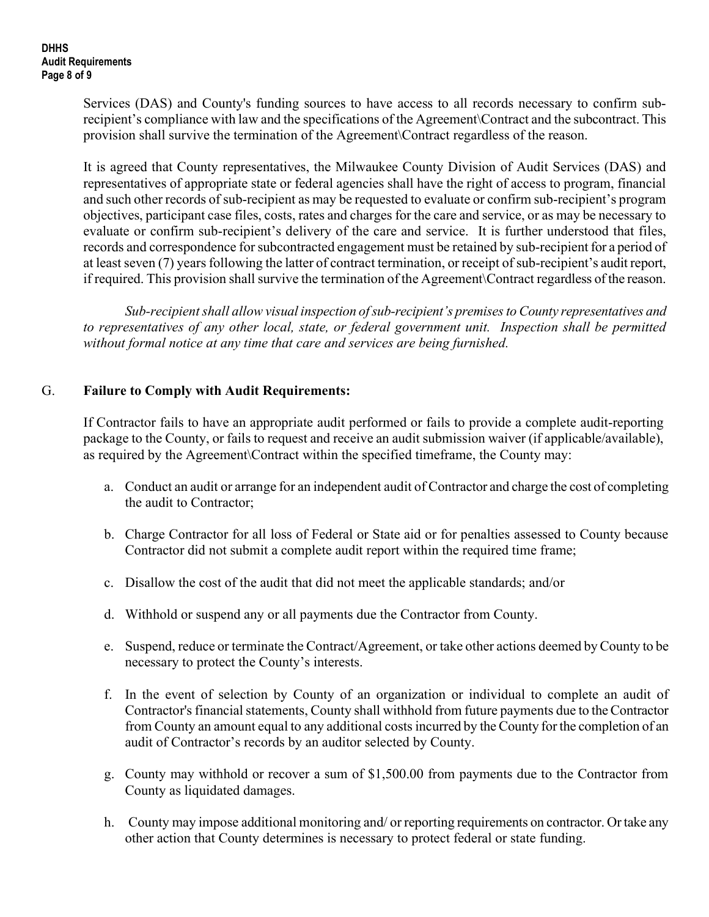Services (DAS) and County's funding sources to have access to all records necessary to confirm sub-recipient's compliance with law and the specifications of the Agreement\Contract and the subcontract. This provision shall survive the termination of the Agreement\Contract regardless of the reason.

It is agreed that County representatives, the Milwaukee County Division of Audit Services (DAS) and representatives of appropriate state or federal agencies shall have the right of access to program, financial and such other records of sub-recipient as may be requested to evaluate or confirm sub-recipient's program objectives, participant case files, costs, rates and charges for the care and service, or as may be necessary to evaluate or confirm sub-recipient's delivery of the care and service. It is further understood that files, records and correspondence for subcontracted engagement must be retained by sub-recipient for a period of at least seven (7) years following the latter of contract termination, or receipt of sub-recipient's audit report, if required. This provision shall survive the termination of the Agreement\Contract regardless of the reason.

*Sub-recipient shall allow visual inspection of sub-recipient's premises to County representatives and to representatives of any other local, state, or federal government unit. Inspection shall be permitted without formal notice at any time that care and services are being furnished.*

G. **Failure to Comply with Audit Requirements:**

If Contractor fails to have an appropriate audit performed or fails to provide a complete audit-reporting package to the County, or fails to request and receive an audit submission waiver (if applicable/available), as required by the Agreement\Contract within the specified timeframe, the County may:

a. Conduct an audit or arrange for an independent audit of Contractor and charge the cost of completing the audit to Contractor;

b. Charge Contractor for all loss of Federal or State aid or for penalties assessed to County because Contractor did not submit a complete audit report within the required time frame;

c. Disallow the cost of the audit that did not meet the applicable standards; and/or

d. Withhold or suspend any or all payments due the Contractor from County.

e. Suspend, reduce or terminate the Contract/Agreement, or take other actions deemed by County to be necessary to protect the County's interests.

f. In the event of selection by County of an organization or individual to complete an audit of Contractor's financial statements, County shall withhold from future payments due to the Contractor from County an amount equal to any additional costs incurred by the County for the completion of an audit of Contractor's records by an auditor selected by County.

g. County may withhold or recover a sum of $1,500.00 from payments due to the Contractor from County as liquidated damages.

h. County may impose additional monitoring and/ or reporting requirements on contractor. Or take any other action that County determines is necessary to protect federal or state funding.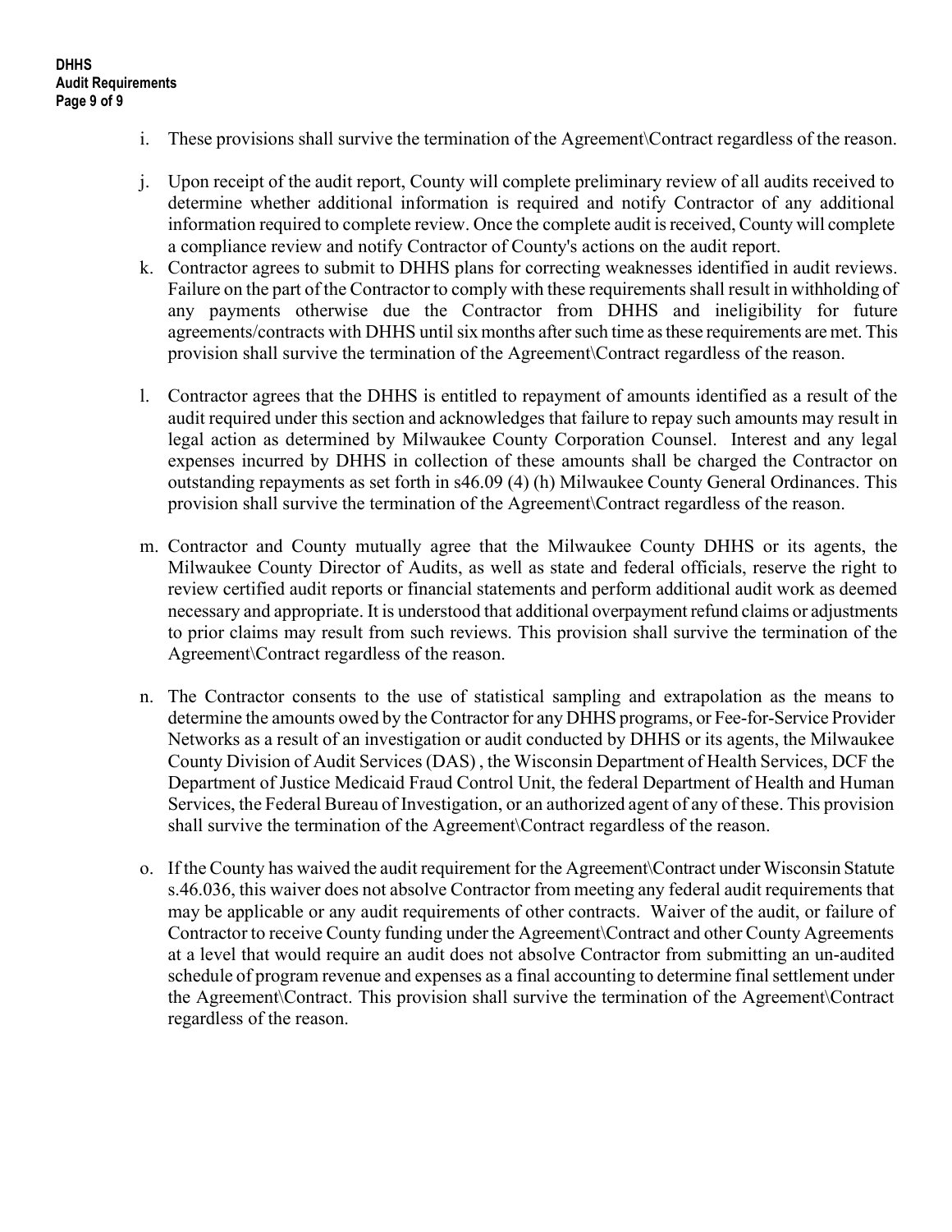i. These provisions shall survive the termination of the Agreement\Contract regardless of the reason.

j. Upon receipt of the audit report, County will complete preliminary review of all audits received to determine whether additional information is required and notify Contractor of any additional information required to complete review. Once the complete audit is received, County will complete a compliance review and notify Contractor of County's actions on the audit report.

k. Contractor agrees to submit to DHHS plans for correcting weaknesses identified in audit reviews. Failure on the part of the Contractor to comply with these requirements shall result in withholding of any payments otherwise due the Contractor from DHHS and ineligibility for future agreements/contracts with DHHS until six months after such time as these requirements are met. This provision shall survive the termination of the Agreement\Contract regardless of the reason.

l. Contractor agrees that the DHHS is entitled to repayment of amounts identified as a result of the audit required under this section and acknowledges that failure to repay such amounts may result in legal action as determined by Milwaukee County Corporation Counsel. Interest and any legal expenses incurred by DHHS in collection of these amounts shall be charged the Contractor on outstanding repayments as set forth in s46.09 (4) (h) Milwaukee County General Ordinances. This provision shall survive the termination of the Agreement\Contract regardless of the reason.

m. Contractor and County mutually agree that the Milwaukee County DHHS or its agents, the Milwaukee County Director of Audits, as well as state and federal officials, reserve the right to review certified audit reports or financial statements and perform additional audit work as deemed necessary and appropriate. It is understood that additional overpayment refund claims or adjustments to prior claims may result from such reviews. This provision shall survive the termination of the Agreement\Contract regardless of the reason.

n. The Contractor consents to the use of statistical sampling and extrapolation as the means to determine the amounts owed by the Contractor for any DHHS programs, or Fee-for-Service Provider Networks as a result of an investigation or audit conducted by DHHS or its agents, the Milwaukee County Division of Audit Services (DAS) , the Wisconsin Department of Health Services, DCF the Department of Justice Medicaid Fraud Control Unit, the federal Department of Health and Human Services, the Federal Bureau of Investigation, or an authorized agent of any of these. This provision shall survive the termination of the Agreement\Contract regardless of the reason.

o. If the County has waived the audit requirement for the Agreement\Contract under Wisconsin Statute s.46.036, this waiver does not absolve Contractor from meeting any federal audit requirements that may be applicable or any audit requirements of other contracts. Waiver of the audit, or failure of Contractor to receive County funding under the Agreement\Contract and other County Agreements at a level that would require an audit does not absolve Contractor from submitting an un-audited schedule of program revenue and expenses as a final accounting to determine final settlement under the Agreement\Contract. This provision shall survive the termination of the Agreement\Contract regardless of the reason.